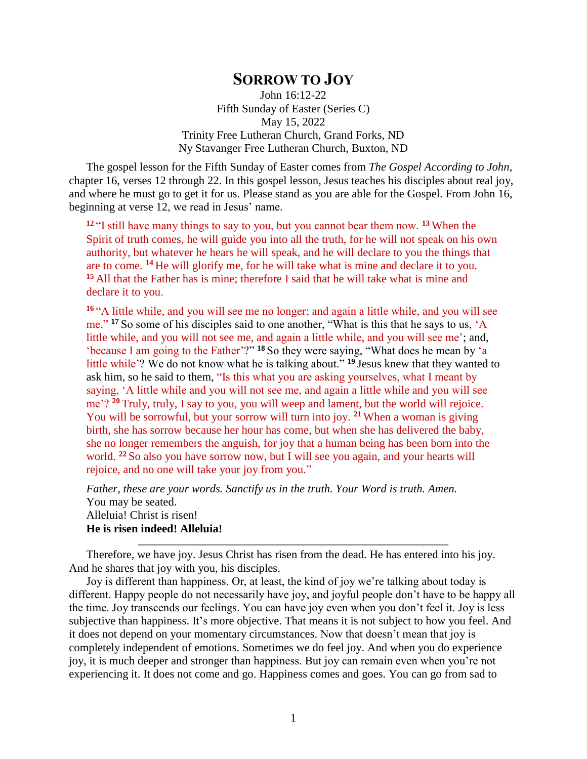# Sorrow to Joy

John 16:12-22
Fifth Sunday of Easter (Series C)
May 15, 2022
Trinity Free Lutheran Church, Grand Forks, ND
Ny Stavanger Free Lutheran Church, Buxton, ND

The gospel lesson for the Fifth Sunday of Easter comes from *The Gospel According to John*, chapter 16, verses 12 through 22. In this gospel lesson, Jesus teaches his disciples about real joy, and where he must go to get it for us. Please stand as you are able for the Gospel. From John 16, beginning at verse 12, we read in Jesus' name.

> **12** "I still have many things to say to you, but you cannot bear them now. **13** When the Spirit of truth comes, he will guide you into all the truth, for he will not speak on his own authority, but whatever he hears he will speak, and he will declare to you the things that are to come. **14** He will glorify me, for he will take what is mine and declare it to you. **15** All that the Father has is mine; therefore I said that he will take what is mine and declare it to you.
>
> **16** "A little while, and you will see me no longer; and again a little while, and you will see me." **17** So some of his disciples said to one another, "What is this that he says to us, 'A little while, and you will not see me, and again a little while, and you will see me'; and, 'because I am going to the Father'?" **18** So they were saying, "What does he mean by 'a little while'? We do not know what he is talking about." **19** Jesus knew that they wanted to ask him, so he said to them, "Is this what you are asking yourselves, what I meant by saying, 'A little while and you will not see me, and again a little while and you will see me'? **20** Truly, truly, I say to you, you will weep and lament, but the world will rejoice. You will be sorrowful, but your sorrow will turn into joy. **21** When a woman is giving birth, she has sorrow because her hour has come, but when she has delivered the baby, she no longer remembers the anguish, for joy that a human being has been born into the world. **22** So also you have sorrow now, but I will see you again, and your hearts will rejoice, and no one will take your joy from you."
>
> *Father, these are your words. Sanctify us in the truth. Your Word is truth. Amen.*
> You may be seated.
> Alleluia! Christ is risen!
> **He is risen indeed! Alleluia!**

---

Therefore, we have joy. Jesus Christ has risen from the dead. He has entered into his joy. And he shares that joy with you, his disciples.

Joy is different than happiness. Or, at least, the kind of joy we're talking about today is different. Happy people do not necessarily have joy, and joyful people don't have to be happy all the time. Joy transcends our feelings. You can have joy even when you don't feel it. Joy is less subjective than happiness. It's more objective. That means it is not subject to how you feel. And it does not depend on your momentary circumstances. Now that doesn't mean that joy is completely independent of emotions. Sometimes we do feel joy. And when you do experience joy, it is much deeper and stronger than happiness. But joy can remain even when you're not experiencing it. It does not come and go. Happiness comes and goes. You can go from sad to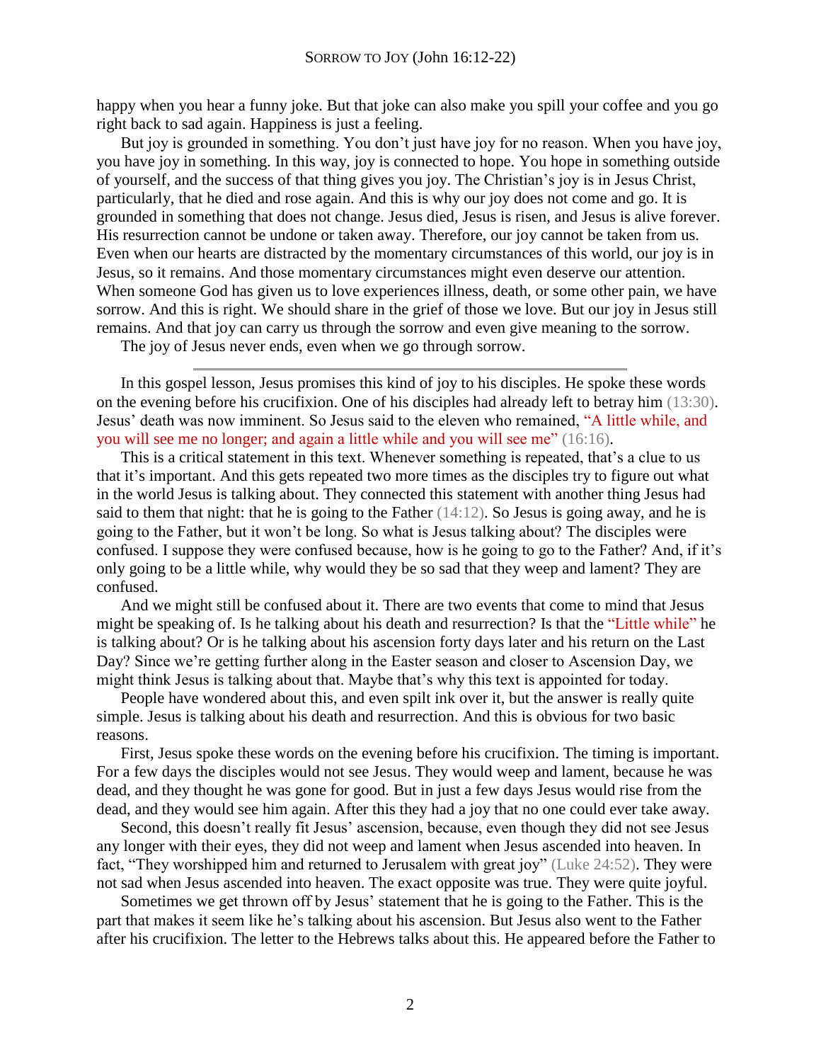happy when you hear a funny joke. But that joke can also make you spill your coffee and you go right back to sad again. Happiness is just a feeling.

But joy is grounded in something. You don't just have joy for no reason. When you have joy, you have joy in something. In this way, joy is connected to hope. You hope in something outside of yourself, and the success of that thing gives you joy. The Christian's joy is in Jesus Christ, particularly, that he died and rose again. And this is why our joy does not come and go. It is grounded in something that does not change. Jesus died, Jesus is risen, and Jesus is alive forever. His resurrection cannot be undone or taken away. Therefore, our joy cannot be taken from us. Even when our hearts are distracted by the momentary circumstances of this world, our joy is in Jesus, so it remains. And those momentary circumstances might even deserve our attention. When someone God has given us to love experiences illness, death, or some other pain, we have sorrow. And this is right. We should share in the grief of those we love. But our joy in Jesus still remains. And that joy can carry us through the sorrow and even give meaning to the sorrow.

The joy of Jesus never ends, even when we go through sorrow.

---

In this gospel lesson, Jesus promises this kind of joy to his disciples. He spoke these words on the evening before his crucifixion. One of his disciples had already left to betray him (13:30). Jesus' death was now imminent. So Jesus said to the eleven who remained, "A little while, and you will see me no longer; and again a little while and you will see me" (16:16).

This is a critical statement in this text. Whenever something is repeated, that's a clue to us that it's important. And this gets repeated two more times as the disciples try to figure out what in the world Jesus is talking about. They connected this statement with another thing Jesus had said to them that night: that he is going to the Father (14:12). So Jesus is going away, and he is going to the Father, but it won't be long. So what is Jesus talking about? The disciples were confused. I suppose they were confused because, how is he going to go to the Father? And, if it's only going to be a little while, why would they be so sad that they weep and lament? They are confused.

And we might still be confused about it. There are two events that come to mind that Jesus might be speaking of. Is he talking about his death and resurrection? Is that the "Little while" he is talking about? Or is he talking about his ascension forty days later and his return on the Last Day? Since we're getting further along in the Easter season and closer to Ascension Day, we might think Jesus is talking about that. Maybe that's why this text is appointed for today.

People have wondered about this, and even spilt ink over it, but the answer is really quite simple. Jesus is talking about his death and resurrection. And this is obvious for two basic reasons.

First, Jesus spoke these words on the evening before his crucifixion. The timing is important. For a few days the disciples would not see Jesus. They would weep and lament, because he was dead, and they thought he was gone for good. But in just a few days Jesus would rise from the dead, and they would see him again. After this they had a joy that no one could ever take away.

Second, this doesn't really fit Jesus' ascension, because, even though they did not see Jesus any longer with their eyes, they did not weep and lament when Jesus ascended into heaven. In fact, "They worshipped him and returned to Jerusalem with great joy" (Luke 24:52). They were not sad when Jesus ascended into heaven. The exact opposite was true. They were quite joyful.

Sometimes we get thrown off by Jesus' statement that he is going to the Father. This is the part that makes it seem like he's talking about his ascension. But Jesus also went to the Father after his crucifixion. The letter to the Hebrews talks about this. He appeared before the Father to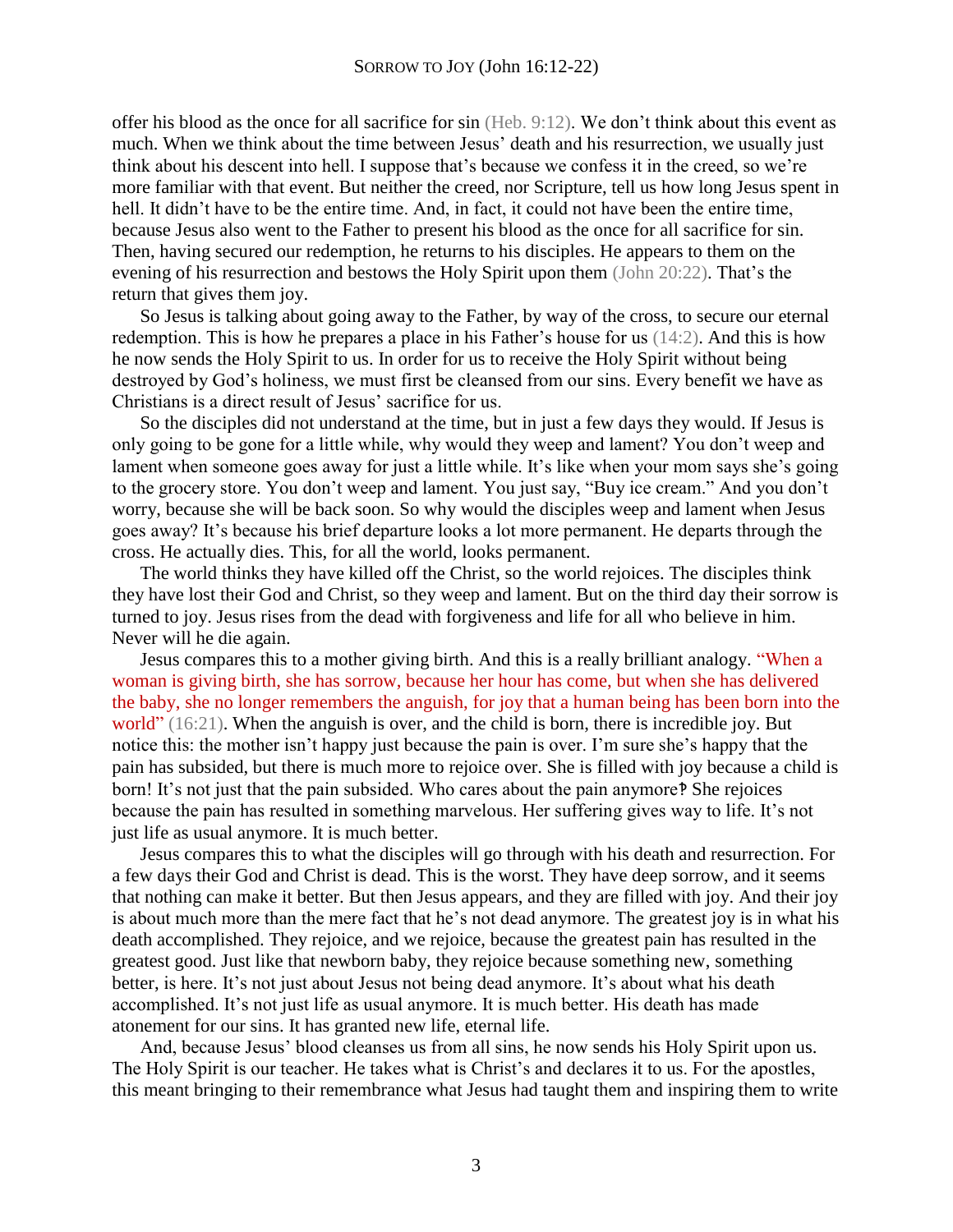offer his blood as the once for all sacrifice for sin (Heb. 9:12). We don't think about this event as much. When we think about the time between Jesus' death and his resurrection, we usually just think about his descent into hell. I suppose that's because we confess it in the creed, so we're more familiar with that event. But neither the creed, nor Scripture, tell us how long Jesus spent in hell. It didn't have to be the entire time. And, in fact, it could not have been the entire time, because Jesus also went to the Father to present his blood as the once for all sacrifice for sin. Then, having secured our redemption, he returns to his disciples. He appears to them on the evening of his resurrection and bestows the Holy Spirit upon them (John 20:22). That's the return that gives them joy.

So Jesus is talking about going away to the Father, by way of the cross, to secure our eternal redemption. This is how he prepares a place in his Father's house for us (14:2). And this is how he now sends the Holy Spirit to us. In order for us to receive the Holy Spirit without being destroyed by God's holiness, we must first be cleansed from our sins. Every benefit we have as Christians is a direct result of Jesus' sacrifice for us.

So the disciples did not understand at the time, but in just a few days they would. If Jesus is only going to be gone for a little while, why would they weep and lament? You don't weep and lament when someone goes away for just a little while. It's like when your mom says she's going to the grocery store. You don't weep and lament. You just say, "Buy ice cream." And you don't worry, because she will be back soon. So why would the disciples weep and lament when Jesus goes away? It's because his brief departure looks a lot more permanent. He departs through the cross. He actually dies. This, for all the world, looks permanent.

The world thinks they have killed off the Christ, so the world rejoices. The disciples think they have lost their God and Christ, so they weep and lament. But on the third day their sorrow is turned to joy. Jesus rises from the dead with forgiveness and life for all who believe in him. Never will he die again.

Jesus compares this to a mother giving birth. And this is a really brilliant analogy. "When a woman is giving birth, she has sorrow, because her hour has come, but when she has delivered the baby, she no longer remembers the anguish, for joy that a human being has been born into the world" (16:21). When the anguish is over, and the child is born, there is incredible joy. But notice this: the mother isn't happy just because the pain is over. I'm sure she's happy that the pain has subsided, but there is much more to rejoice over. She is filled with joy because a child is born! It's not just that the pain subsided. Who cares about the pain anymore‽ She rejoices because the pain has resulted in something marvelous. Her suffering gives way to life. It's not just life as usual anymore. It is much better.

Jesus compares this to what the disciples will go through with his death and resurrection. For a few days their God and Christ is dead. This is the worst. They have deep sorrow, and it seems that nothing can make it better. But then Jesus appears, and they are filled with joy. And their joy is about much more than the mere fact that he's not dead anymore. The greatest joy is in what his death accomplished. They rejoice, and we rejoice, because the greatest pain has resulted in the greatest good. Just like that newborn baby, they rejoice because something new, something better, is here. It's not just about Jesus not being dead anymore. It's about what his death accomplished. It's not just life as usual anymore. It is much better. His death has made atonement for our sins. It has granted new life, eternal life.

And, because Jesus' blood cleanses us from all sins, he now sends his Holy Spirit upon us. The Holy Spirit is our teacher. He takes what is Christ's and declares it to us. For the apostles, this meant bringing to their remembrance what Jesus had taught them and inspiring them to write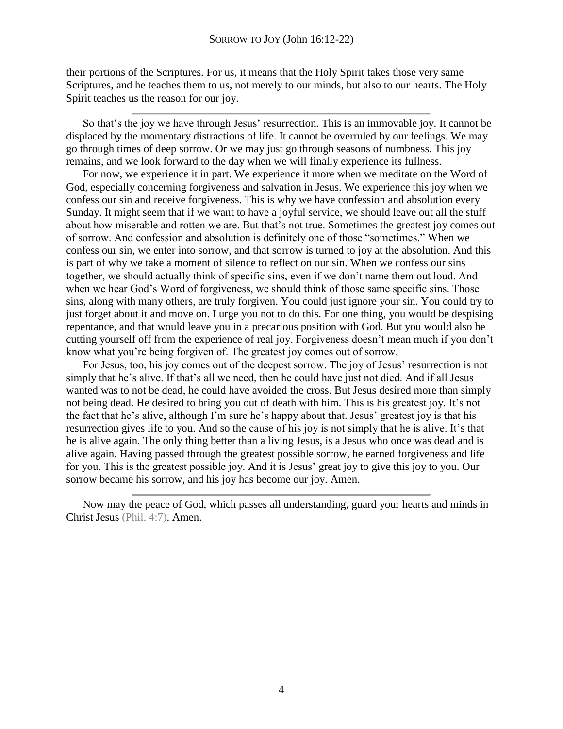their portions of the Scriptures. For us, it means that the Holy Spirit takes those very same Scriptures, and he teaches them to us, not merely to our minds, but also to our hearts. The Holy Spirit teaches us the reason for our joy.

---

So that's the joy we have through Jesus' resurrection. This is an immovable joy. It cannot be displaced by the momentary distractions of life. It cannot be overruled by our feelings. We may go through times of deep sorrow. Or we may just go through seasons of numbness. This joy remains, and we look forward to the day when we will finally experience its fullness.

For now, we experience it in part. We experience it more when we meditate on the Word of God, especially concerning forgiveness and salvation in Jesus. We experience this joy when we confess our sin and receive forgiveness. This is why we have confession and absolution every Sunday. It might seem that if we want to have a joyful service, we should leave out all the stuff about how miserable and rotten we are. But that's not true. Sometimes the greatest joy comes out of sorrow. And confession and absolution is definitely one of those "sometimes." When we confess our sin, we enter into sorrow, and that sorrow is turned to joy at the absolution. And this is part of why we take a moment of silence to reflect on our sin. When we confess our sins together, we should actually think of specific sins, even if we don't name them out loud. And when we hear God's Word of forgiveness, we should think of those same specific sins. Those sins, along with many others, are truly forgiven. You could just ignore your sin. You could try to just forget about it and move on. I urge you not to do this. For one thing, you would be despising repentance, and that would leave you in a precarious position with God. But you would also be cutting yourself off from the experience of real joy. Forgiveness doesn't mean much if you don't know what you're being forgiven of. The greatest joy comes out of sorrow.

For Jesus, too, his joy comes out of the deepest sorrow. The joy of Jesus' resurrection is not simply that he's alive. If that's all we need, then he could have just not died. And if all Jesus wanted was to not be dead, he could have avoided the cross. But Jesus desired more than simply not being dead. He desired to bring you out of death with him. This is his greatest joy. It's not the fact that he's alive, although I'm sure he's happy about that. Jesus' greatest joy is that his resurrection gives life to you. And so the cause of his joy is not simply that he is alive. It's that he is alive again. The only thing better than a living Jesus, is a Jesus who once was dead and is alive again. Having passed through the greatest possible sorrow, he earned forgiveness and life for you. This is the greatest possible joy. And it is Jesus' great joy to give this joy to you. Our sorrow became his sorrow, and his joy has become our joy. Amen.

---

Now may the peace of God, which passes all understanding, guard your hearts and minds in Christ Jesus (Phil. 4:7). Amen.